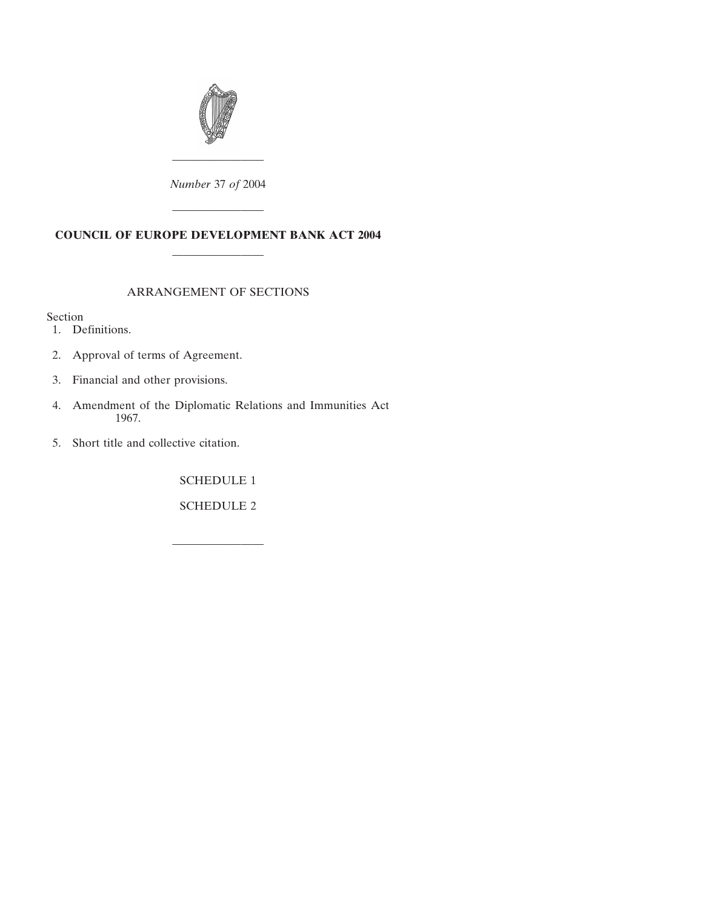———————

*Number* 37 *of* 2004

———————

# COUNCIL OF EUROPE DEVELOPMENT BANK ACT 2004

———————

## ARRANGEMENT OF SECTIONS

Section

1. Definitions.
2. Approval of terms of Agreement.
3. Financial and other provisions.
4. Amendment of the Diplomatic Relations and Immunities Act 1967.
5. Short title and collective citation.

SCHEDULE 1

SCHEDULE 2

———————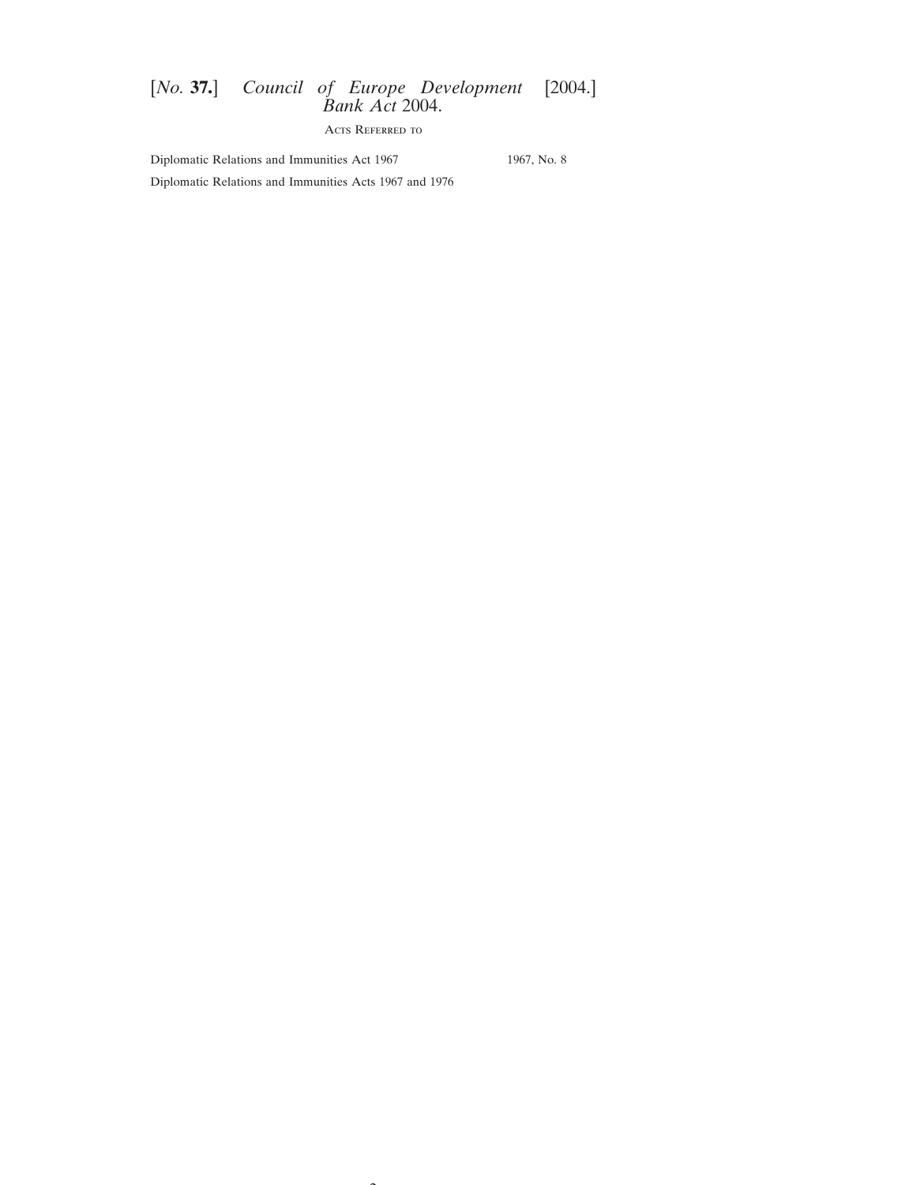### Acts Referred to

| | |
|---|---|
| Diplomatic Relations and Immunities Act 1967 | 1967, No. 8 |
| Diplomatic Relations and Immunities Acts 1967 and 1976 | |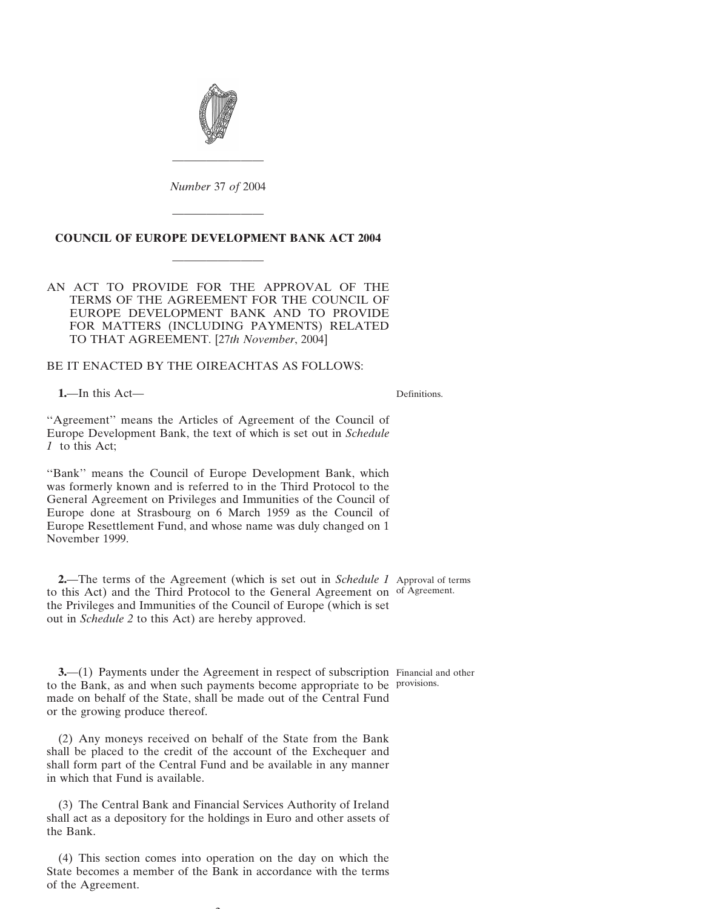*Number* 37 *of* 2004

# COUNCIL OF EUROPE DEVELOPMENT BANK ACT 2004

AN ACT TO PROVIDE FOR THE APPROVAL OF THE TERMS OF THE AGREEMENT FOR THE COUNCIL OF EUROPE DEVELOPMENT BANK AND TO PROVIDE FOR MATTERS (INCLUDING PAYMENTS) RELATED TO THAT AGREEMENT. [27*th November*, 2004]

BE IT ENACTED BY THE OIREACHTAS AS FOLLOWS:

Definitions.

**1.**—In this Act—

''Agreement'' means the Articles of Agreement of the Council of Europe Development Bank, the text of which is set out in *Schedule 1* to this Act;

''Bank'' means the Council of Europe Development Bank, which was formerly known and is referred to in the Third Protocol to the General Agreement on Privileges and Immunities of the Council of Europe done at Strasbourg on 6 March 1959 as the Council of Europe Resettlement Fund, and whose name was duly changed on 1 November 1999.

Approval of terms of Agreement.

**2.**—The terms of the Agreement (which is set out in *Schedule 1* to this Act) and the Third Protocol to the General Agreement on the Privileges and Immunities of the Council of Europe (which is set out in *Schedule 2* to this Act) are hereby approved.

Financial and other provisions.

**3.**—(1) Payments under the Agreement in respect of subscription to the Bank, as and when such payments become appropriate to be made on behalf of the State, shall be made out of the Central Fund or the growing produce thereof.

(2) Any moneys received on behalf of the State from the Bank shall be placed to the credit of the account of the Exchequer and shall form part of the Central Fund and be available in any manner in which that Fund is available.

(3) The Central Bank and Financial Services Authority of Ireland shall act as a depository for the holdings in Euro and other assets of the Bank.

(4) This section comes into operation on the day on which the State becomes a member of the Bank in accordance with the terms of the Agreement.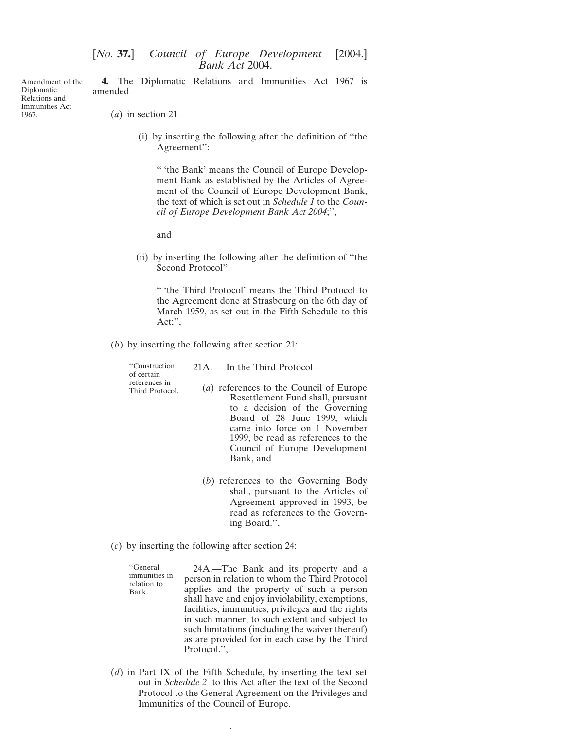*Amendment of the Diplomatic Relations and Immunities Act 1967.*

**4.**—The Diplomatic Relations and Immunities Act 1967 is amended—

(*a*) in section 21—

(i) by inserting the following after the definition of ''the Agreement'':

'' 'the Bank' means the Council of Europe Development Bank as established by the Articles of Agreement of the Council of Europe Development Bank, the text of which is set out in *Schedule 1* to the *Council of Europe Development Bank Act 2004*;'',

and

(ii) by inserting the following after the definition of ''the Second Protocol'':

'' 'the Third Protocol' means the Third Protocol to the Agreement done at Strasbourg on the 6th day of March 1959, as set out in the Fifth Schedule to this Act;'',

(*b*) by inserting the following after section 21:

''Construction of certain references in Third Protocol.

21A.— In the Third Protocol—

(*a*) references to the Council of Europe Resettlement Fund shall, pursuant to a decision of the Governing Board of 28 June 1999, which came into force on 1 November 1999, be read as references to the Council of Europe Development Bank, and

(*b*) references to the Governing Body shall, pursuant to the Articles of Agreement approved in 1993, be read as references to the Governing Board.'',

(*c*) by inserting the following after section 24:

''General immunities in relation to Bank.

24A.—The Bank and its property and a person in relation to whom the Third Protocol applies and the property of such a person shall have and enjoy inviolability, exemptions, facilities, immunities, privileges and the rights in such manner, to such extent and subject to such limitations (including the waiver thereof) as are provided for in each case by the Third Protocol.'',

(*d*) in Part IX of the Fifth Schedule, by inserting the text set out in *Schedule 2* to this Act after the text of the Second Protocol to the General Agreement on the Privileges and Immunities of the Council of Europe.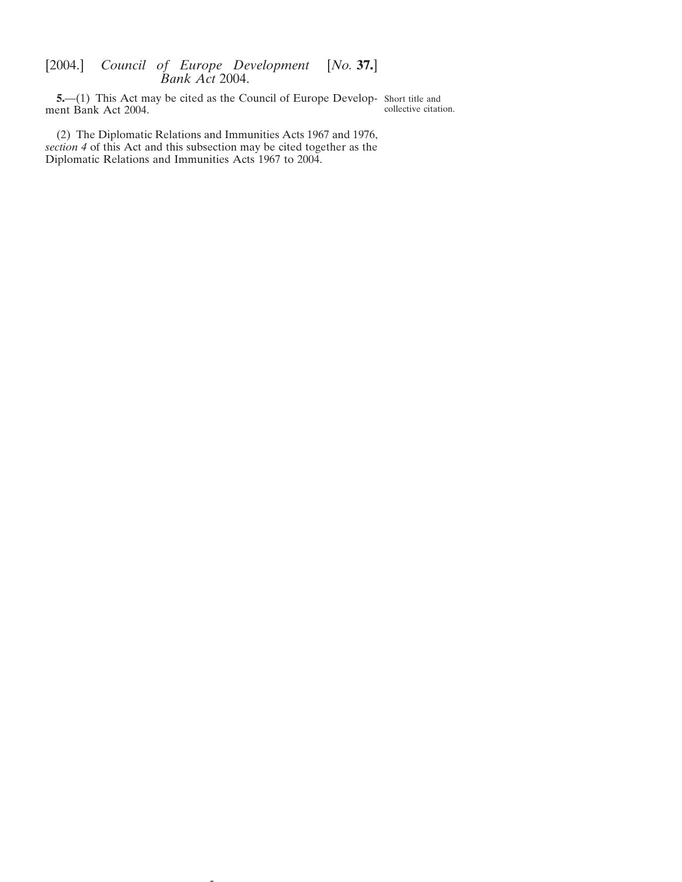**5.**—(1) This Act may be cited as the Council of Europe Development Bank Act 2004.

Short title and collective citation.

(2) The Diplomatic Relations and Immunities Acts 1967 and 1976, *section 4* of this Act and this subsection may be cited together as the Diplomatic Relations and Immunities Acts 1967 to 2004.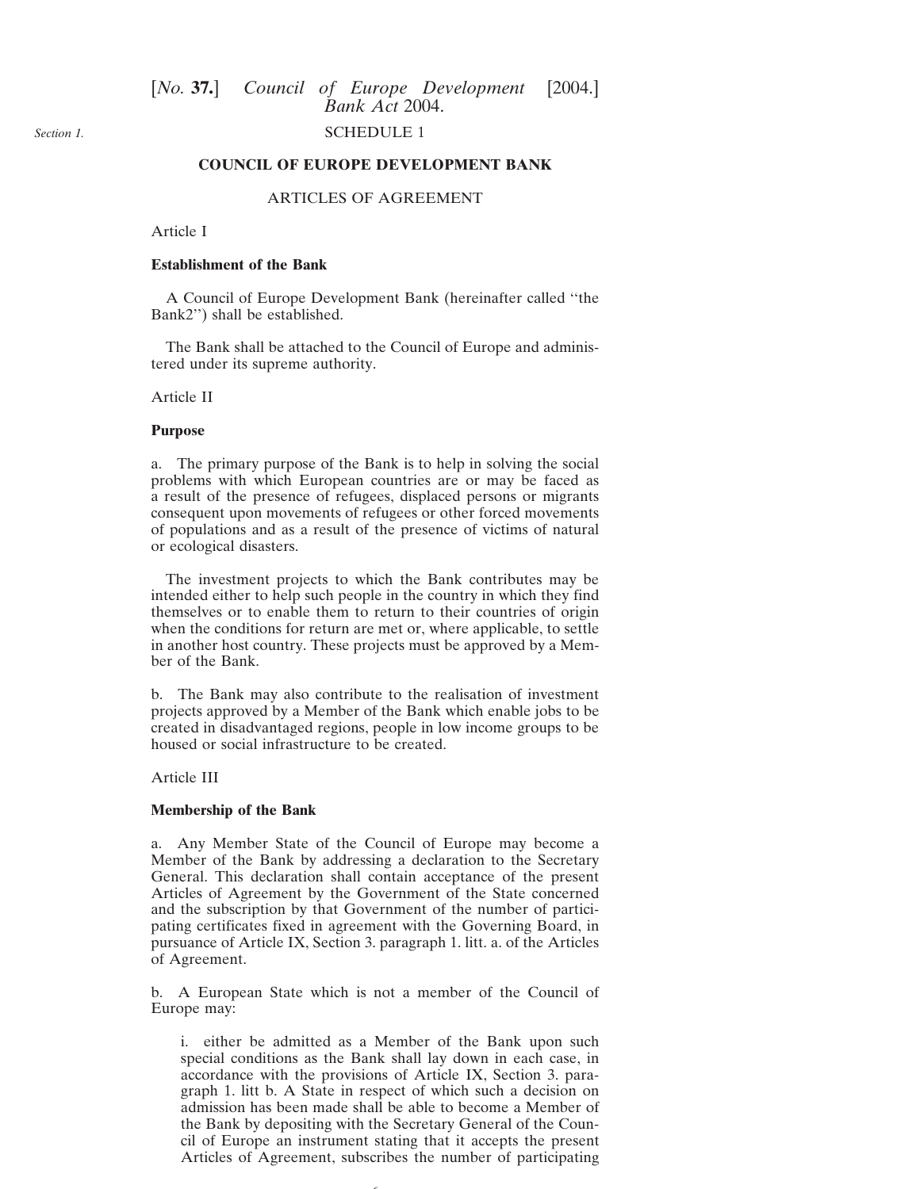SCHEDULE 1

Section 1.

**COUNCIL OF EUROPE DEVELOPMENT BANK**

ARTICLES OF AGREEMENT

Article I

**Establishment of the Bank**

A Council of Europe Development Bank (hereinafter called ''the Bank2'') shall be established.

The Bank shall be attached to the Council of Europe and administered under its supreme authority.

Article II

**Purpose**

a. The primary purpose of the Bank is to help in solving the social problems with which European countries are or may be faced as a result of the presence of refugees, displaced persons or migrants consequent upon movements of refugees or other forced movements of populations and as a result of the presence of victims of natural or ecological disasters.

The investment projects to which the Bank contributes may be intended either to help such people in the country in which they find themselves or to enable them to return to their countries of origin when the conditions for return are met or, where applicable, to settle in another host country. These projects must be approved by a Member of the Bank.

b. The Bank may also contribute to the realisation of investment projects approved by a Member of the Bank which enable jobs to be created in disadvantaged regions, people in low income groups to be housed or social infrastructure to be created.

Article III

**Membership of the Bank**

a. Any Member State of the Council of Europe may become a Member of the Bank by addressing a declaration to the Secretary General. This declaration shall contain acceptance of the present Articles of Agreement by the Government of the State concerned and the subscription by that Government of the number of participating certificates fixed in agreement with the Governing Board, in pursuance of Article IX, Section 3. paragraph 1. litt. a. of the Articles of Agreement.

b. A European State which is not a member of the Council of Europe may:

i. either be admitted as a Member of the Bank upon such special conditions as the Bank shall lay down in each case, in accordance with the provisions of Article IX, Section 3. paragraph 1. litt b. A State in respect of which such a decision on admission has been made shall be able to become a Member of the Bank by depositing with the Secretary General of the Council of Europe an instrument stating that it accepts the present Articles of Agreement, subscribes the number of participating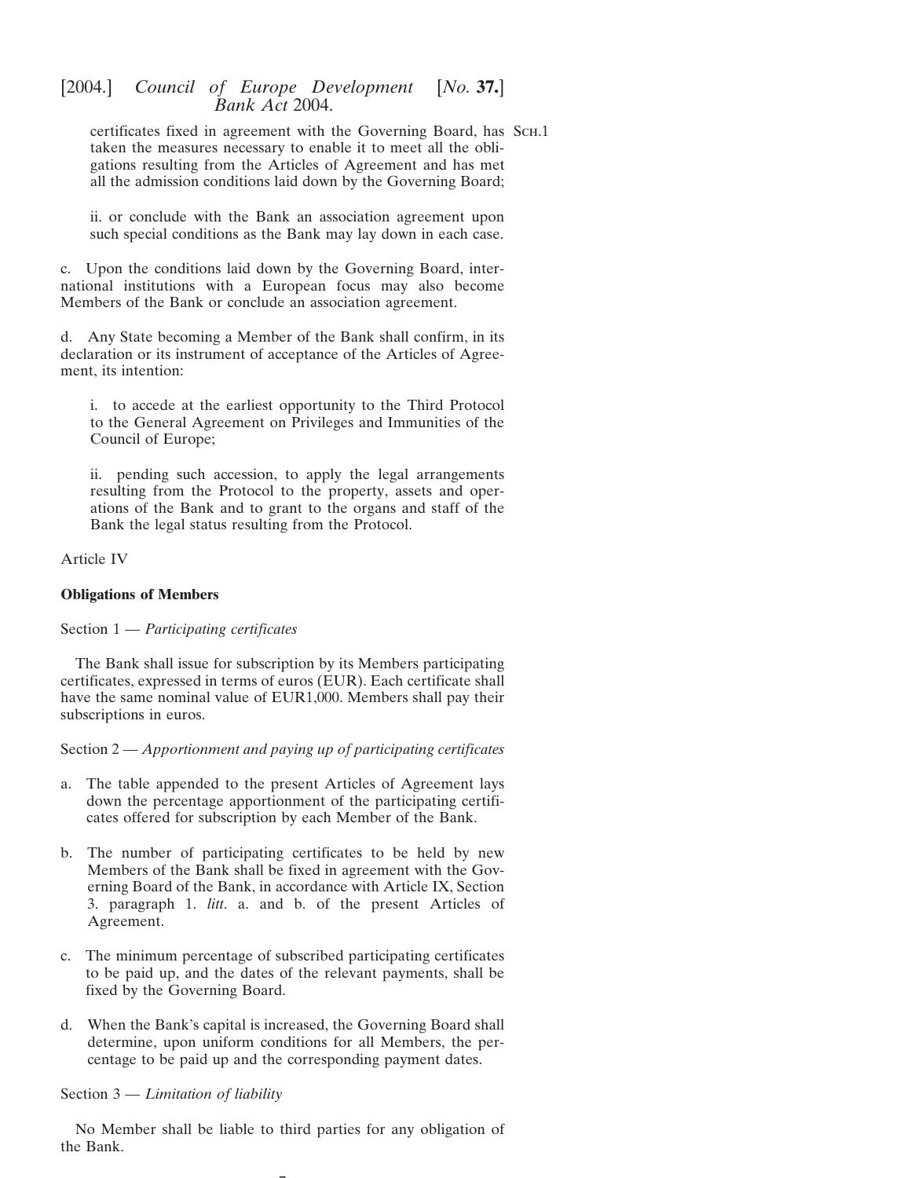certificates fixed in agreement with the Governing Board, has taken the measures necessary to enable it to meet all the obligations resulting from the Articles of Agreement and has met all the admission conditions laid down by the Governing Board;

ii. or conclude with the Bank an association agreement upon such special conditions as the Bank may lay down in each case.

c. Upon the conditions laid down by the Governing Board, international institutions with a European focus may also become Members of the Bank or conclude an association agreement.

d. Any State becoming a Member of the Bank shall confirm, in its declaration or its instrument of acceptance of the Articles of Agreement, its intention:

i. to accede at the earliest opportunity to the Third Protocol to the General Agreement on Privileges and Immunities of the Council of Europe;

ii. pending such accession, to apply the legal arrangements resulting from the Protocol to the property, assets and operations of the Bank and to grant to the organs and staff of the Bank the legal status resulting from the Protocol.

Article IV

**Obligations of Members**

Section 1 — *Participating certificates*

The Bank shall issue for subscription by its Members participating certificates, expressed in terms of euros (EUR). Each certificate shall have the same nominal value of EUR1,000. Members shall pay their subscriptions in euros.

Section 2 — *Apportionment and paying up of participating certificates*

a. The table appended to the present Articles of Agreement lays down the percentage apportionment of the participating certificates offered for subscription by each Member of the Bank.

b. The number of participating certificates to be held by new Members of the Bank shall be fixed in agreement with the Governing Board of the Bank, in accordance with Article IX, Section 3. paragraph 1. *litt*. a. and b. of the present Articles of Agreement.

c. The minimum percentage of subscribed participating certificates to be paid up, and the dates of the relevant payments, shall be fixed by the Governing Board.

d. When the Bank's capital is increased, the Governing Board shall determine, upon uniform conditions for all Members, the percentage to be paid up and the corresponding payment dates.

Section 3 — *Limitation of liability*

No Member shall be liable to third parties for any obligation of the Bank.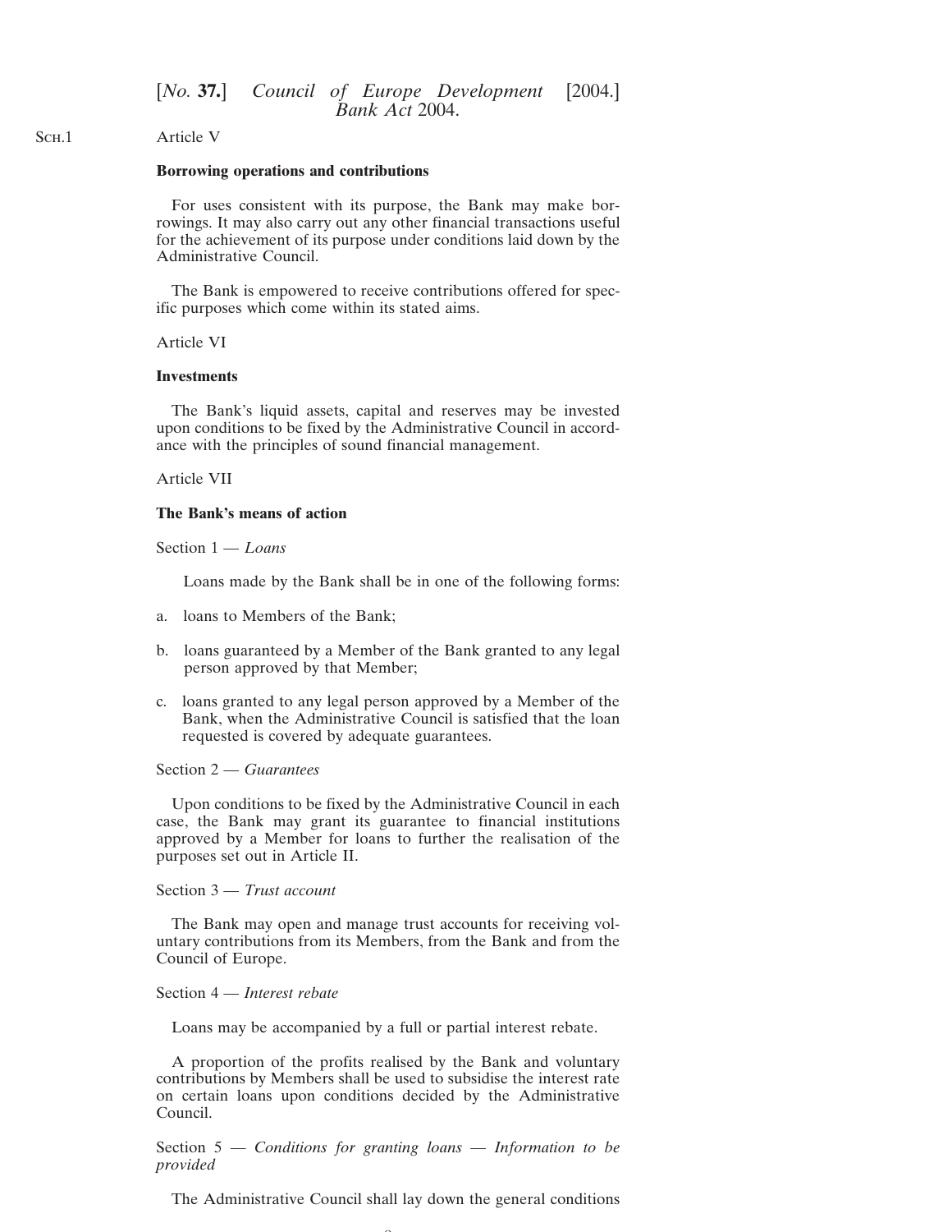Article V

**Borrowing operations and contributions**

For uses consistent with its purpose, the Bank may make borrowings. It may also carry out any other financial transactions useful for the achievement of its purpose under conditions laid down by the Administrative Council.

The Bank is empowered to receive contributions offered for specific purposes which come within its stated aims.

Article VI

**Investments**

The Bank's liquid assets, capital and reserves may be invested upon conditions to be fixed by the Administrative Council in accordance with the principles of sound financial management.

Article VII

**The Bank's means of action**

Section 1 — *Loans*

Loans made by the Bank shall be in one of the following forms:

a. loans to Members of the Bank;

b. loans guaranteed by a Member of the Bank granted to any legal person approved by that Member;

c. loans granted to any legal person approved by a Member of the Bank, when the Administrative Council is satisfied that the loan requested is covered by adequate guarantees.

Section 2 — *Guarantees*

Upon conditions to be fixed by the Administrative Council in each case, the Bank may grant its guarantee to financial institutions approved by a Member for loans to further the realisation of the purposes set out in Article II.

Section 3 — *Trust account*

The Bank may open and manage trust accounts for receiving voluntary contributions from its Members, from the Bank and from the Council of Europe.

Section 4 — *Interest rebate*

Loans may be accompanied by a full or partial interest rebate.

A proportion of the profits realised by the Bank and voluntary contributions by Members shall be used to subsidise the interest rate on certain loans upon conditions decided by the Administrative Council.

Section 5 — *Conditions for granting loans — Information to be provided*

The Administrative Council shall lay down the general conditions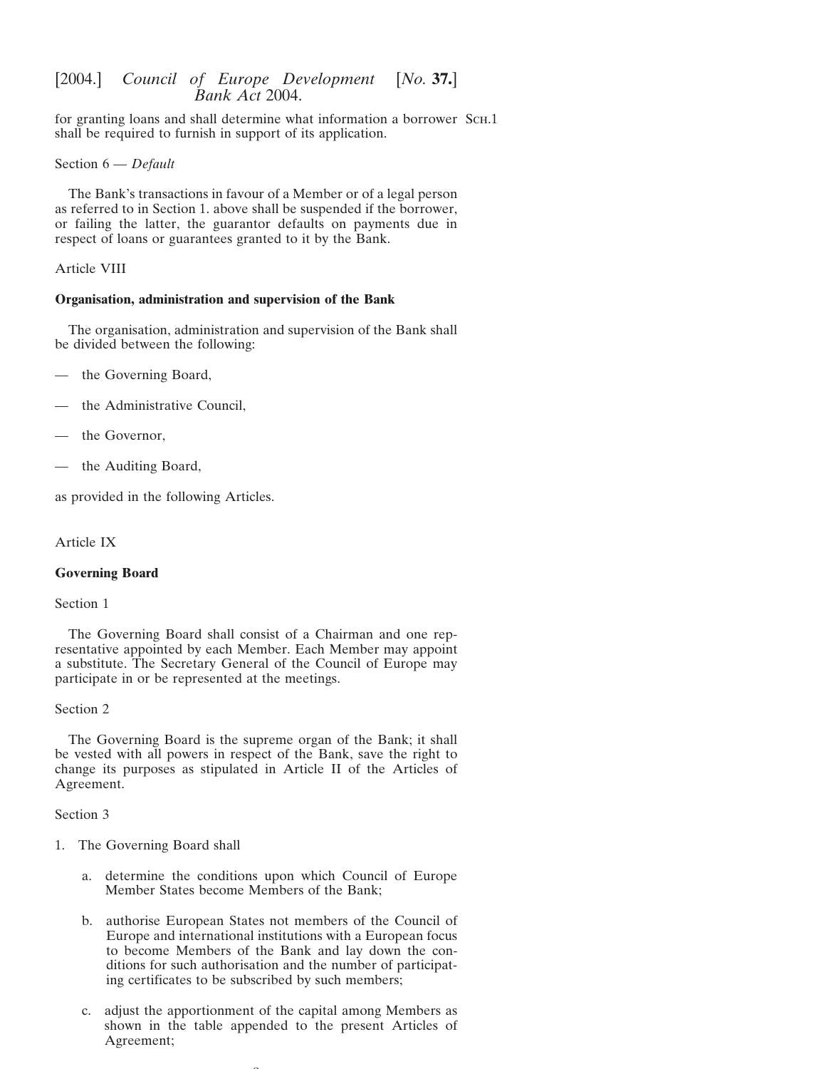for granting loans and shall determine what information a borrower shall be required to furnish in support of its application.

Section 6 — *Default*

The Bank's transactions in favour of a Member or of a legal person as referred to in Section 1. above shall be suspended if the borrower, or failing the latter, the guarantor defaults on payments due in respect of loans or guarantees granted to it by the Bank.

Article VIII

**Organisation, administration and supervision of the Bank**

The organisation, administration and supervision of the Bank shall be divided between the following:

— the Governing Board,

— the Administrative Council,

— the Governor,

— the Auditing Board,

as provided in the following Articles.

Article IX

**Governing Board**

Section 1

The Governing Board shall consist of a Chairman and one representative appointed by each Member. Each Member may appoint a substitute. The Secretary General of the Council of Europe may participate in or be represented at the meetings.

Section 2

The Governing Board is the supreme organ of the Bank; it shall be vested with all powers in respect of the Bank, save the right to change its purposes as stipulated in Article II of the Articles of Agreement.

Section 3

1. The Governing Board shall

   a. determine the conditions upon which Council of Europe Member States become Members of the Bank;

   b. authorise European States not members of the Council of Europe and international institutions with a European focus to become Members of the Bank and lay down the conditions for such authorisation and the number of participating certificates to be subscribed by such members;

   c. adjust the apportionment of the capital among Members as shown in the table appended to the present Articles of Agreement;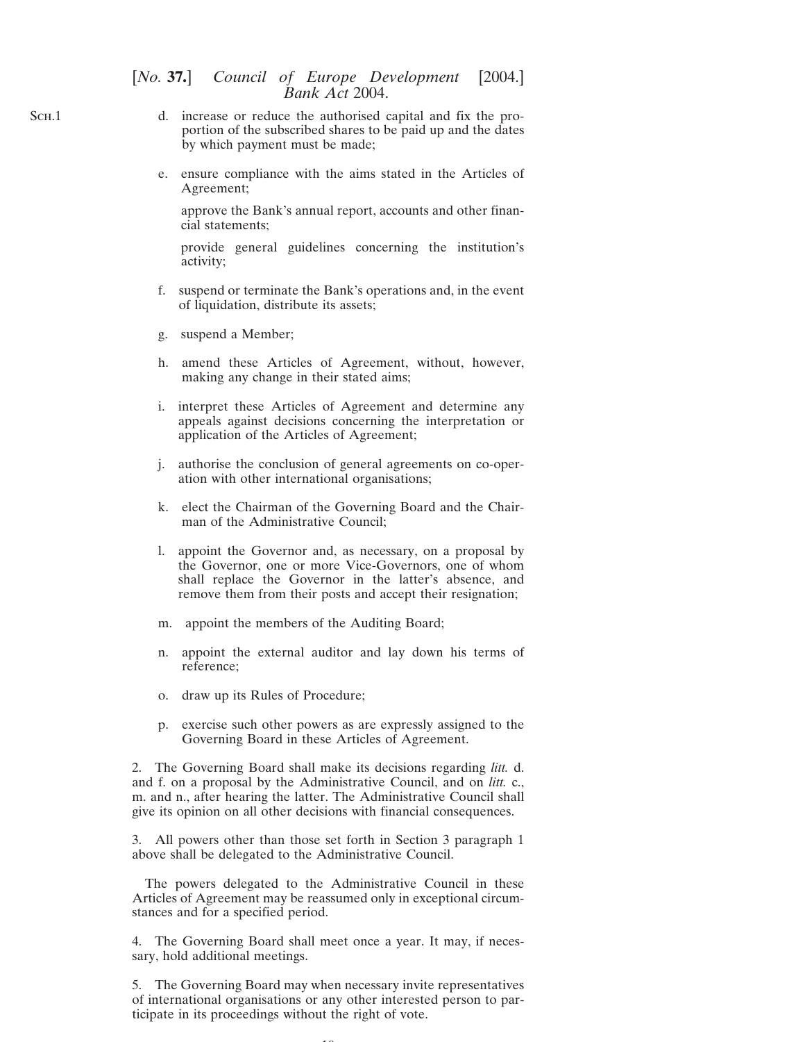d. increase or reduce the authorised capital and fix the proportion of the subscribed shares to be paid up and the dates by which payment must be made;

e. ensure compliance with the aims stated in the Articles of Agreement;

   approve the Bank's annual report, accounts and other financial statements;

   provide general guidelines concerning the institution's activity;

f. suspend or terminate the Bank's operations and, in the event of liquidation, distribute its assets;

g. suspend a Member;

h. amend these Articles of Agreement, without, however, making any change in their stated aims;

i. interpret these Articles of Agreement and determine any appeals against decisions concerning the interpretation or application of the Articles of Agreement;

j. authorise the conclusion of general agreements on co-operation with other international organisations;

k. elect the Chairman of the Governing Board and the Chairman of the Administrative Council;

l. appoint the Governor and, as necessary, on a proposal by the Governor, one or more Vice-Governors, one of whom shall replace the Governor in the latter's absence, and remove them from their posts and accept their resignation;

m. appoint the members of the Auditing Board;

n. appoint the external auditor and lay down his terms of reference;

o. draw up its Rules of Procedure;

p. exercise such other powers as are expressly assigned to the Governing Board in these Articles of Agreement.

2. The Governing Board shall make its decisions regarding *litt.* d. and f. on a proposal by the Administrative Council, and on *litt.* c., m. and n., after hearing the latter. The Administrative Council shall give its opinion on all other decisions with financial consequences.

3. All powers other than those set forth in Section 3 paragraph 1 above shall be delegated to the Administrative Council.

The powers delegated to the Administrative Council in these Articles of Agreement may be reassumed only in exceptional circumstances and for a specified period.

4. The Governing Board shall meet once a year. It may, if necessary, hold additional meetings.

5. The Governing Board may when necessary invite representatives of international organisations or any other interested person to participate in its proceedings without the right of vote.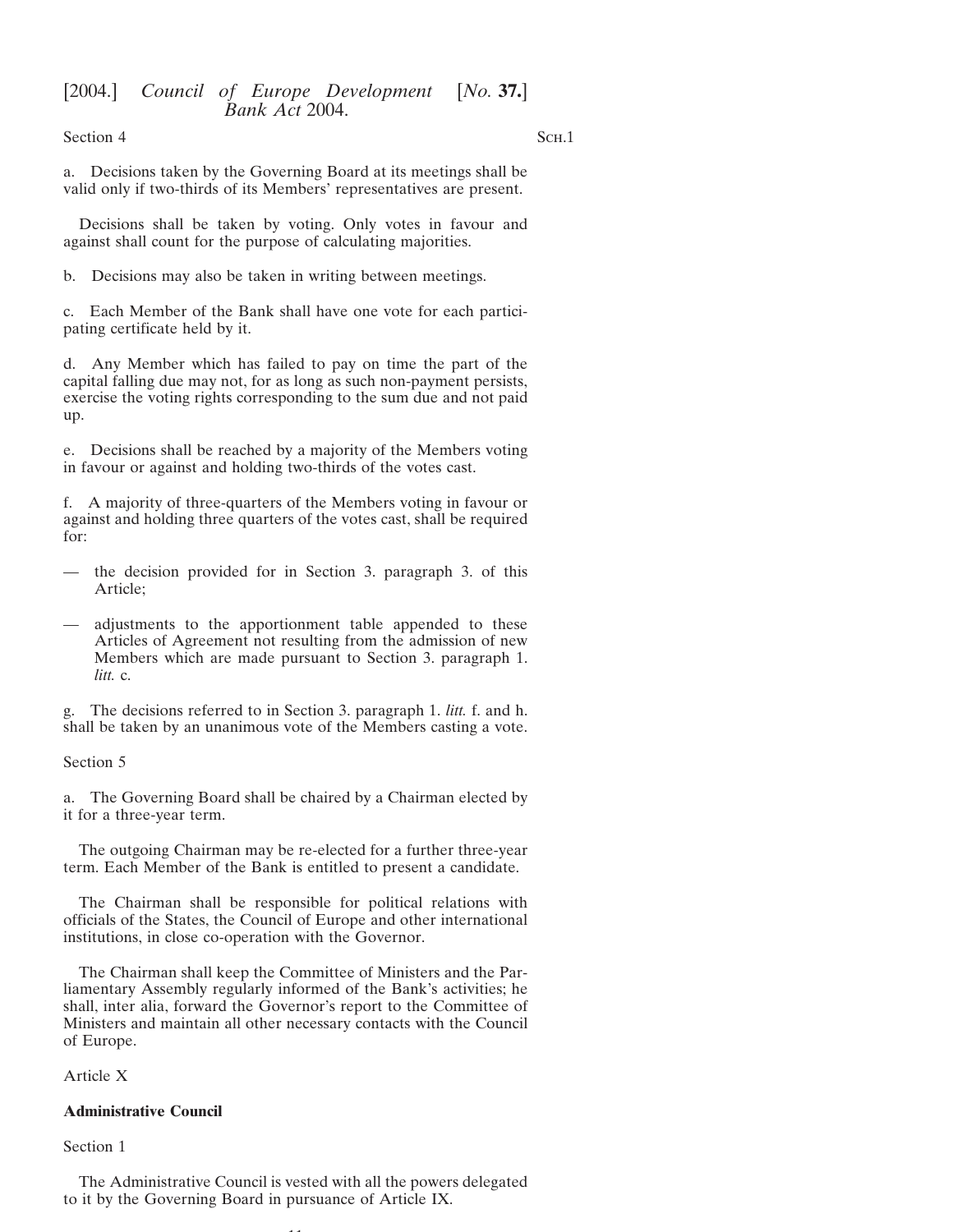Section 4

a. Decisions taken by the Governing Board at its meetings shall be valid only if two-thirds of its Members' representatives are present.

Decisions shall be taken by voting. Only votes in favour and against shall count for the purpose of calculating majorities.

b. Decisions may also be taken in writing between meetings.

c. Each Member of the Bank shall have one vote for each participating certificate held by it.

d. Any Member which has failed to pay on time the part of the capital falling due may not, for as long as such non-payment persists, exercise the voting rights corresponding to the sum due and not paid up.

e. Decisions shall be reached by a majority of the Members voting in favour or against and holding two-thirds of the votes cast.

f. A majority of three-quarters of the Members voting in favour or against and holding three quarters of the votes cast, shall be required for:

— the decision provided for in Section 3. paragraph 3. of this Article;

— adjustments to the apportionment table appended to these Articles of Agreement not resulting from the admission of new Members which are made pursuant to Section 3. paragraph 1. *litt.* c.

g. The decisions referred to in Section 3. paragraph 1. *litt.* f. and h. shall be taken by an unanimous vote of the Members casting a vote.

Section 5

a. The Governing Board shall be chaired by a Chairman elected by it for a three-year term.

The outgoing Chairman may be re-elected for a further three-year term. Each Member of the Bank is entitled to present a candidate.

The Chairman shall be responsible for political relations with officials of the States, the Council of Europe and other international institutions, in close co-operation with the Governor.

The Chairman shall keep the Committee of Ministers and the Parliamentary Assembly regularly informed of the Bank's activities; he shall, inter alia, forward the Governor's report to the Committee of Ministers and maintain all other necessary contacts with the Council of Europe.

Article X

**Administrative Council**

Section 1

The Administrative Council is vested with all the powers delegated to it by the Governing Board in pursuance of Article IX.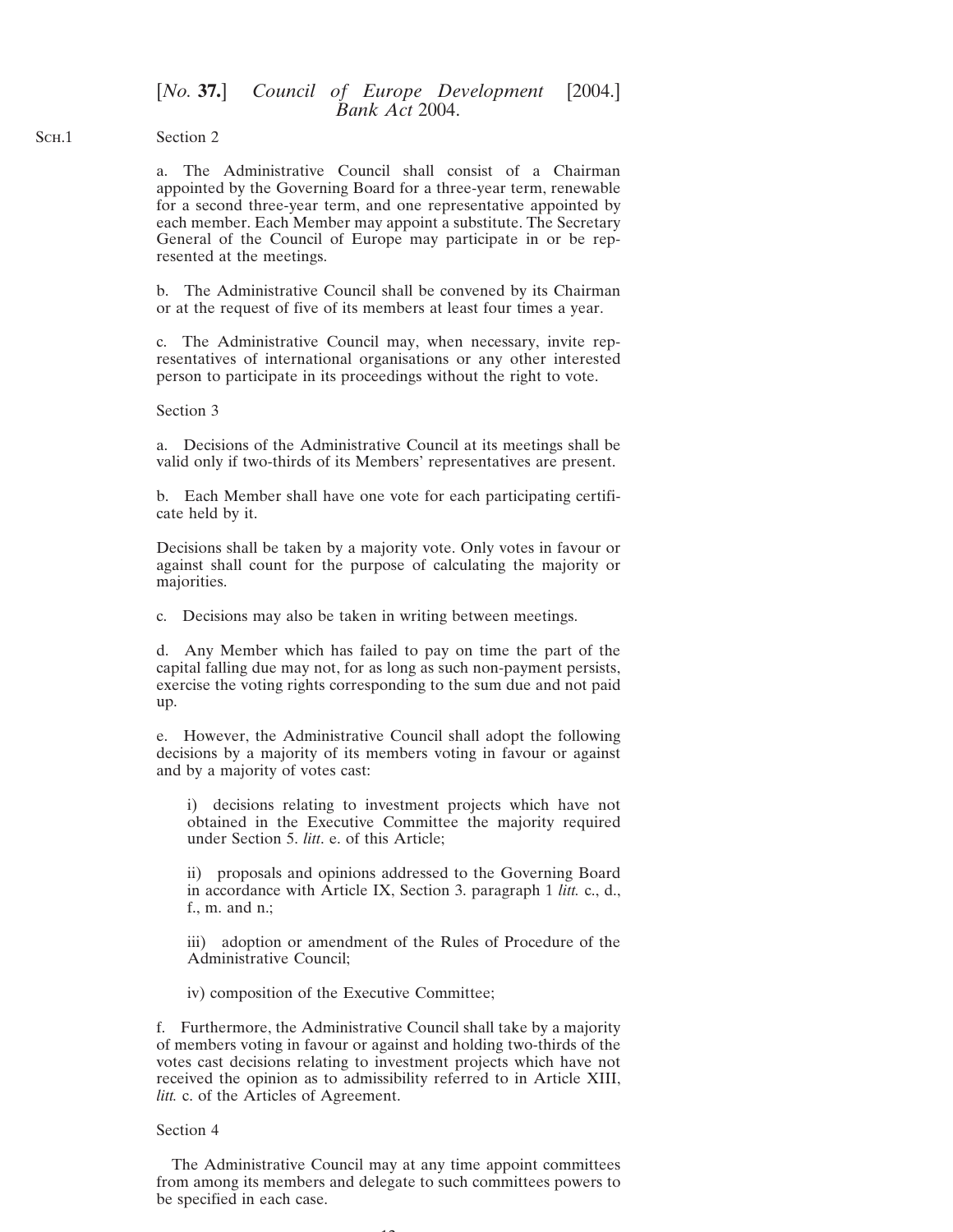Section 2

a. The Administrative Council shall consist of a Chairman appointed by the Governing Board for a three-year term, renewable for a second three-year term, and one representative appointed by each member. Each Member may appoint a substitute. The Secretary General of the Council of Europe may participate in or be represented at the meetings.

b. The Administrative Council shall be convened by its Chairman or at the request of five of its members at least four times a year.

c. The Administrative Council may, when necessary, invite representatives of international organisations or any other interested person to participate in its proceedings without the right to vote.

Section 3

a. Decisions of the Administrative Council at its meetings shall be valid only if two-thirds of its Members' representatives are present.

b. Each Member shall have one vote for each participating certificate held by it.

Decisions shall be taken by a majority vote. Only votes in favour or against shall count for the purpose of calculating the majority or majorities.

c. Decisions may also be taken in writing between meetings.

d. Any Member which has failed to pay on time the part of the capital falling due may not, for as long as such non-payment persists, exercise the voting rights corresponding to the sum due and not paid up.

e. However, the Administrative Council shall adopt the following decisions by a majority of its members voting in favour or against and by a majority of votes cast:

i) decisions relating to investment projects which have not obtained in the Executive Committee the majority required under Section 5. *litt*. e. of this Article;

ii) proposals and opinions addressed to the Governing Board in accordance with Article IX, Section 3. paragraph 1 *litt.* c., d., f., m. and n.;

iii) adoption or amendment of the Rules of Procedure of the Administrative Council;

iv) composition of the Executive Committee;

f. Furthermore, the Administrative Council shall take by a majority of members voting in favour or against and holding two-thirds of the votes cast decisions relating to investment projects which have not received the opinion as to admissibility referred to in Article XIII, *litt.* c. of the Articles of Agreement.

Section 4

The Administrative Council may at any time appoint committees from among its members and delegate to such committees powers to be specified in each case.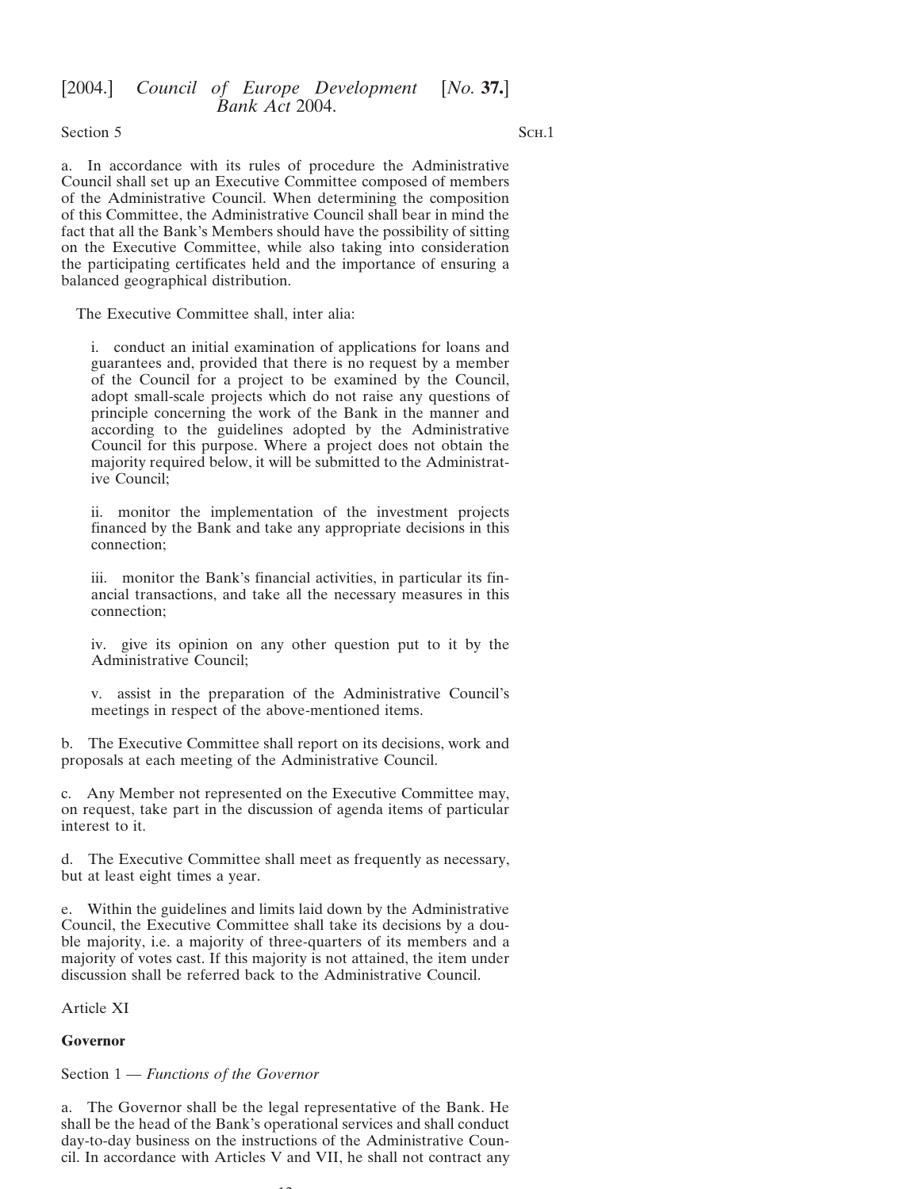Section 5

a. In accordance with its rules of procedure the Administrative Council shall set up an Executive Committee composed of members of the Administrative Council. When determining the composition of this Committee, the Administrative Council shall bear in mind the fact that all the Bank's Members should have the possibility of sitting on the Executive Committee, while also taking into consideration the participating certificates held and the importance of ensuring a balanced geographical distribution.

The Executive Committee shall, inter alia:

i. conduct an initial examination of applications for loans and guarantees and, provided that there is no request by a member of the Council for a project to be examined by the Council, adopt small-scale projects which do not raise any questions of principle concerning the work of the Bank in the manner and according to the guidelines adopted by the Administrative Council for this purpose. Where a project does not obtain the majority required below, it will be submitted to the Administrative Council;

ii. monitor the implementation of the investment projects financed by the Bank and take any appropriate decisions in this connection;

iii. monitor the Bank's financial activities, in particular its financial transactions, and take all the necessary measures in this connection;

iv. give its opinion on any other question put to it by the Administrative Council;

v. assist in the preparation of the Administrative Council's meetings in respect of the above-mentioned items.

b. The Executive Committee shall report on its decisions, work and proposals at each meeting of the Administrative Council.

c. Any Member not represented on the Executive Committee may, on request, take part in the discussion of agenda items of particular interest to it.

d. The Executive Committee shall meet as frequently as necessary, but at least eight times a year.

e. Within the guidelines and limits laid down by the Administrative Council, the Executive Committee shall take its decisions by a double majority, i.e. a majority of three-quarters of its members and a majority of votes cast. If this majority is not attained, the item under discussion shall be referred back to the Administrative Council.

Article XI

**Governor**

Section 1 — *Functions of the Governor*

a. The Governor shall be the legal representative of the Bank. He shall be the head of the Bank's operational services and shall conduct day-to-day business on the instructions of the Administrative Council. In accordance with Articles V and VII, he shall not contract any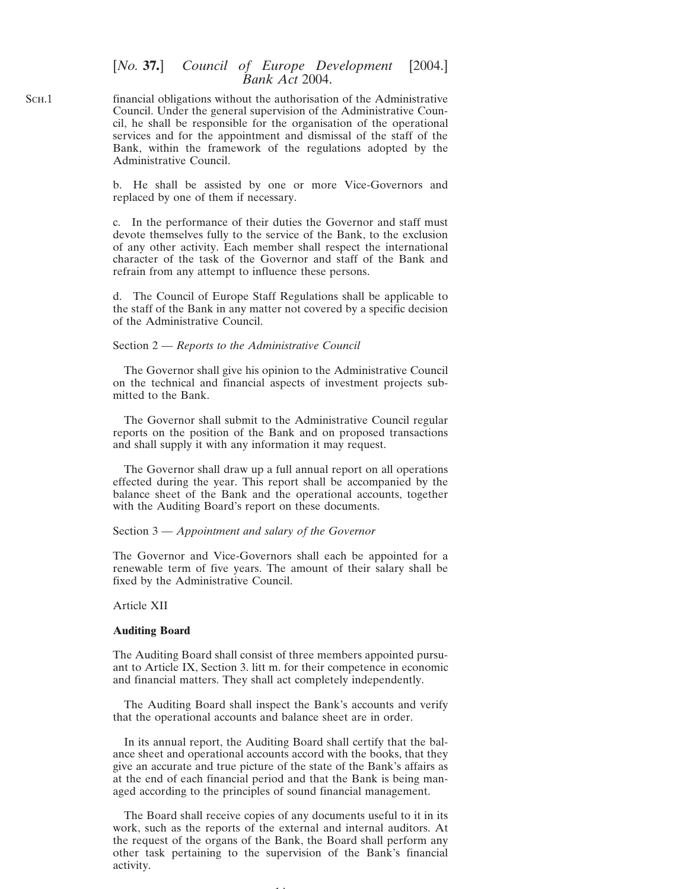financial obligations without the authorisation of the Administrative Council. Under the general supervision of the Administrative Council, he shall be responsible for the organisation of the operational services and for the appointment and dismissal of the staff of the Bank, within the framework of the regulations adopted by the Administrative Council.

b. He shall be assisted by one or more Vice-Governors and replaced by one of them if necessary.

c. In the performance of their duties the Governor and staff must devote themselves fully to the service of the Bank, to the exclusion of any other activity. Each member shall respect the international character of the task of the Governor and staff of the Bank and refrain from any attempt to influence these persons.

d. The Council of Europe Staff Regulations shall be applicable to the staff of the Bank in any matter not covered by a specific decision of the Administrative Council.

Section 2 — *Reports to the Administrative Council*

The Governor shall give his opinion to the Administrative Council on the technical and financial aspects of investment projects submitted to the Bank.

The Governor shall submit to the Administrative Council regular reports on the position of the Bank and on proposed transactions and shall supply it with any information it may request.

The Governor shall draw up a full annual report on all operations effected during the year. This report shall be accompanied by the balance sheet of the Bank and the operational accounts, together with the Auditing Board's report on these documents.

Section 3 — *Appointment and salary of the Governor*

The Governor and Vice-Governors shall each be appointed for a renewable term of five years. The amount of their salary shall be fixed by the Administrative Council.

Article XII

**Auditing Board**

The Auditing Board shall consist of three members appointed pursuant to Article IX, Section 3. litt m. for their competence in economic and financial matters. They shall act completely independently.

The Auditing Board shall inspect the Bank's accounts and verify that the operational accounts and balance sheet are in order.

In its annual report, the Auditing Board shall certify that the balance sheet and operational accounts accord with the books, that they give an accurate and true picture of the state of the Bank's affairs as at the end of each financial period and that the Bank is being managed according to the principles of sound financial management.

The Board shall receive copies of any documents useful to it in its work, such as the reports of the external and internal auditors. At the request of the organs of the Bank, the Board shall perform any other task pertaining to the supervision of the Bank's financial activity.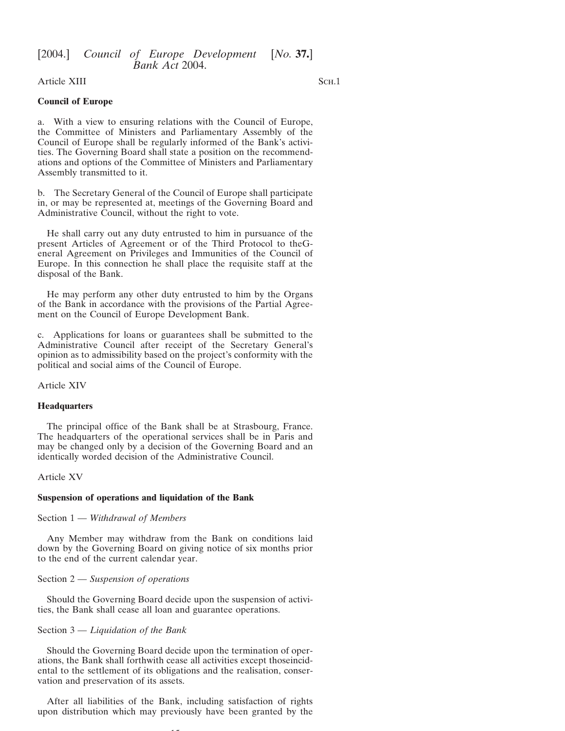Article XIII

**Council of Europe**

a. With a view to ensuring relations with the Council of Europe, the Committee of Ministers and Parliamentary Assembly of the Council of Europe shall be regularly informed of the Bank's activities. The Governing Board shall state a position on the recommendations and options of the Committee of Ministers and Parliamentary Assembly transmitted to it.

b. The Secretary General of the Council of Europe shall participate in, or may be represented at, meetings of the Governing Board and Administrative Council, without the right to vote.

He shall carry out any duty entrusted to him in pursuance of the present Articles of Agreement or of the Third Protocol to theGeneral Agreement on Privileges and Immunities of the Council of Europe. In this connection he shall place the requisite staff at the disposal of the Bank.

He may perform any other duty entrusted to him by the Organs of the Bank in accordance with the provisions of the Partial Agreement on the Council of Europe Development Bank.

c. Applications for loans or guarantees shall be submitted to the Administrative Council after receipt of the Secretary General's opinion as to admissibility based on the project's conformity with the political and social aims of the Council of Europe.

Article XIV

**Headquarters**

The principal office of the Bank shall be at Strasbourg, France. The headquarters of the operational services shall be in Paris and may be changed only by a decision of the Governing Board and an identically worded decision of the Administrative Council.

Article XV

**Suspension of operations and liquidation of the Bank**

Section 1 — *Withdrawal of Members*

Any Member may withdraw from the Bank on conditions laid down by the Governing Board on giving notice of six months prior to the end of the current calendar year.

Section 2 — *Suspension of operations*

Should the Governing Board decide upon the suspension of activities, the Bank shall cease all loan and guarantee operations.

Section 3 — *Liquidation of the Bank*

Should the Governing Board decide upon the termination of operations, the Bank shall forthwith cease all activities except thoseincidental to the settlement of its obligations and the realisation, conservation and preservation of its assets.

After all liabilities of the Bank, including satisfaction of rights upon distribution which may previously have been granted by the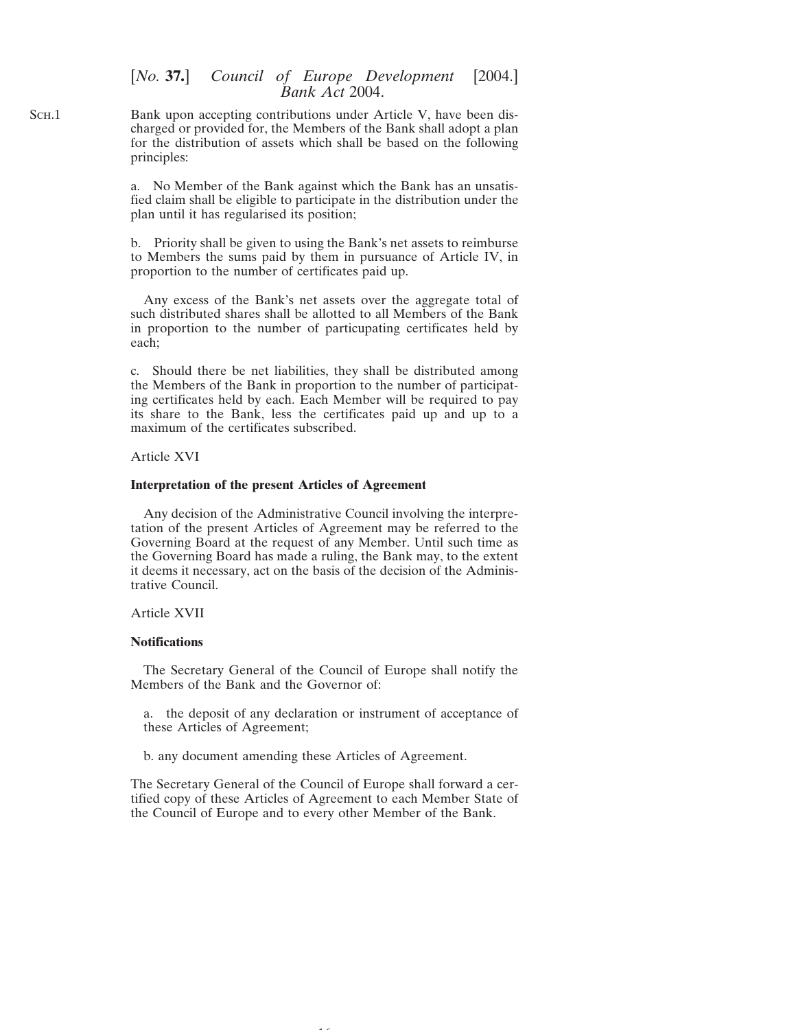Bank upon accepting contributions under Article V, have been discharged or provided for, the Members of the Bank shall adopt a plan for the distribution of assets which shall be based on the following principles:

a. No Member of the Bank against which the Bank has an unsatisfied claim shall be eligible to participate in the distribution under the plan until it has regularised its position;

b. Priority shall be given to using the Bank's net assets to reimburse to Members the sums paid by them in pursuance of Article IV, in proportion to the number of certificates paid up.

Any excess of the Bank's net assets over the aggregate total of such distributed shares shall be allotted to all Members of the Bank in proportion to the number of particupating certificates held by each;

c. Should there be net liabilities, they shall be distributed among the Members of the Bank in proportion to the number of participating certificates held by each. Each Member will be required to pay its share to the Bank, less the certificates paid up and up to a maximum of the certificates subscribed.

Article XVI

**Interpretation of the present Articles of Agreement**

Any decision of the Administrative Council involving the interpretation of the present Articles of Agreement may be referred to the Governing Board at the request of any Member. Until such time as the Governing Board has made a ruling, the Bank may, to the extent it deems it necessary, act on the basis of the decision of the Administrative Council.

Article XVII

**Notifications**

The Secretary General of the Council of Europe shall notify the Members of the Bank and the Governor of:

a. the deposit of any declaration or instrument of acceptance of these Articles of Agreement;

b. any document amending these Articles of Agreement.

The Secretary General of the Council of Europe shall forward a certified copy of these Articles of Agreement to each Member State of the Council of Europe and to every other Member of the Bank.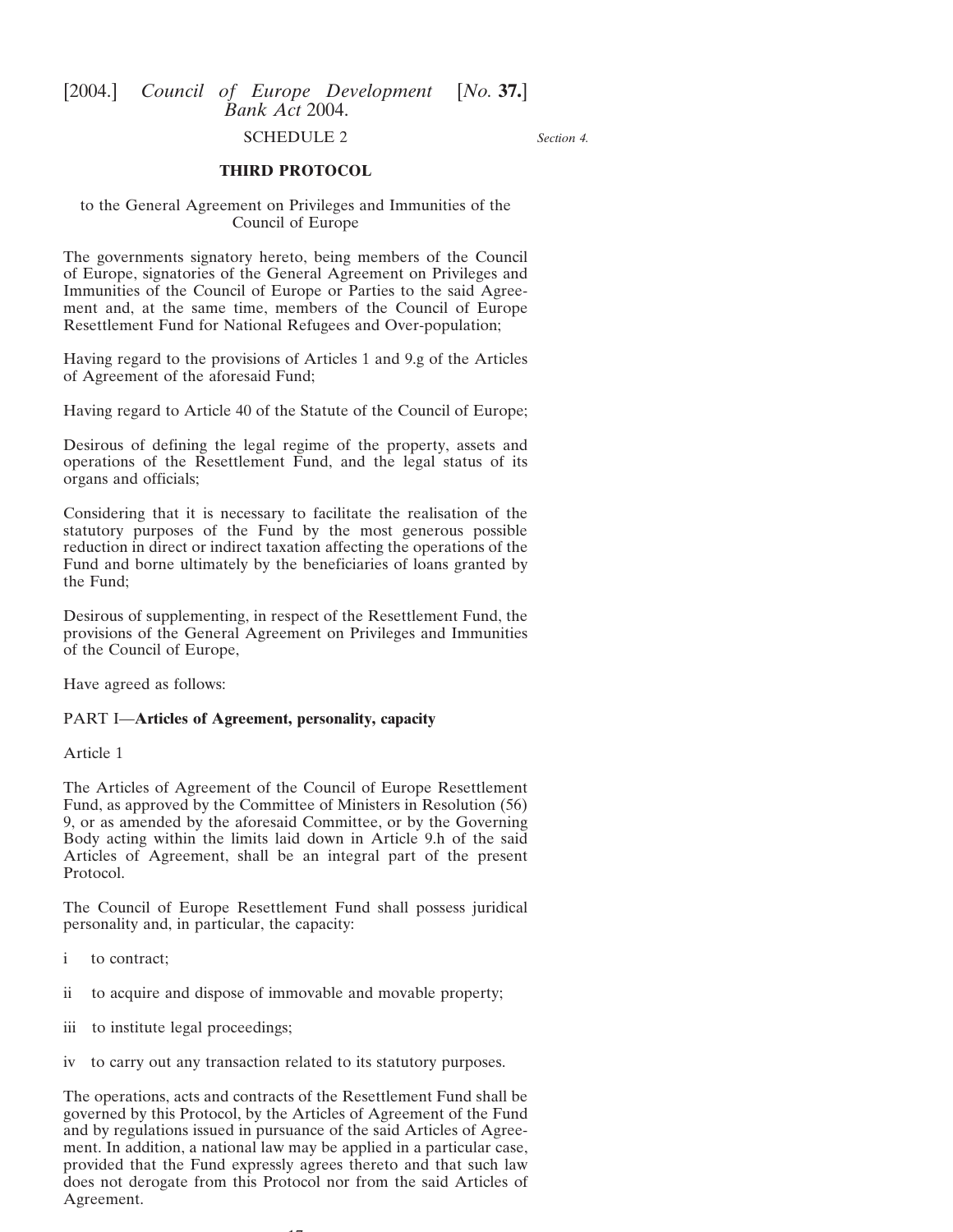SCHEDULE 2

*Section 4.*

**THIRD PROTOCOL**

to the General Agreement on Privileges and Immunities of the Council of Europe

The governments signatory hereto, being members of the Council of Europe, signatories of the General Agreement on Privileges and Immunities of the Council of Europe or Parties to the said Agreement and, at the same time, members of the Council of Europe Resettlement Fund for National Refugees and Over-population;

Having regard to the provisions of Articles 1 and 9.g of the Articles of Agreement of the aforesaid Fund;

Having regard to Article 40 of the Statute of the Council of Europe;

Desirous of defining the legal regime of the property, assets and operations of the Resettlement Fund, and the legal status of its organs and officials;

Considering that it is necessary to facilitate the realisation of the statutory purposes of the Fund by the most generous possible reduction in direct or indirect taxation affecting the operations of the Fund and borne ultimately by the beneficiaries of loans granted by the Fund;

Desirous of supplementing, in respect of the Resettlement Fund, the provisions of the General Agreement on Privileges and Immunities of the Council of Europe,

Have agreed as follows:

PART I—**Articles of Agreement, personality, capacity**

Article 1

The Articles of Agreement of the Council of Europe Resettlement Fund, as approved by the Committee of Ministers in Resolution (56) 9, or as amended by the aforesaid Committee, or by the Governing Body acting within the limits laid down in Article 9.h of the said Articles of Agreement, shall be an integral part of the present Protocol.

The Council of Europe Resettlement Fund shall possess juridical personality and, in particular, the capacity:

i to contract;

ii to acquire and dispose of immovable and movable property;

iii to institute legal proceedings;

iv to carry out any transaction related to its statutory purposes.

The operations, acts and contracts of the Resettlement Fund shall be governed by this Protocol, by the Articles of Agreement of the Fund and by regulations issued in pursuance of the said Articles of Agreement. In addition, a national law may be applied in a particular case, provided that the Fund expressly agrees thereto and that such law does not derogate from this Protocol nor from the said Articles of Agreement.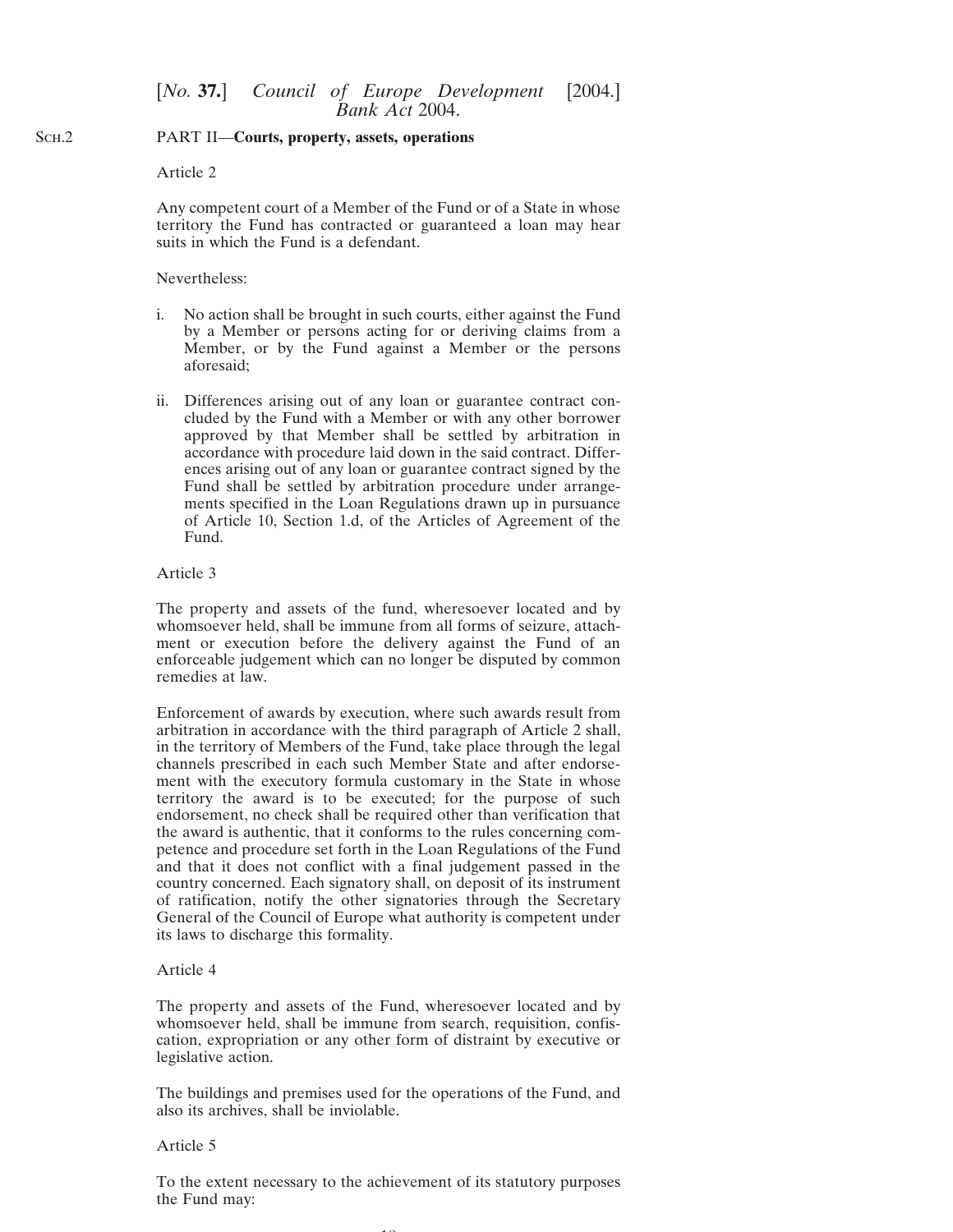Sch.2

PART II—**Courts, property, assets, operations**

Article 2

Any competent court of a Member of the Fund or of a State in whose territory the Fund has contracted or guaranteed a loan may hear suits in which the Fund is a defendant.

Nevertheless:

i. No action shall be brought in such courts, either against the Fund by a Member or persons acting for or deriving claims from a Member, or by the Fund against a Member or the persons aforesaid;

ii. Differences arising out of any loan or guarantee contract concluded by the Fund with a Member or with any other borrower approved by that Member shall be settled by arbitration in accordance with procedure laid down in the said contract. Differences arising out of any loan or guarantee contract signed by the Fund shall be settled by arbitration procedure under arrangements specified in the Loan Regulations drawn up in pursuance of Article 10, Section 1.d, of the Articles of Agreement of the Fund.

Article 3

The property and assets of the fund, wheresoever located and by whomsoever held, shall be immune from all forms of seizure, attachment or execution before the delivery against the Fund of an enforceable judgement which can no longer be disputed by common remedies at law.

Enforcement of awards by execution, where such awards result from arbitration in accordance with the third paragraph of Article 2 shall, in the territory of Members of the Fund, take place through the legal channels prescribed in each such Member State and after endorsement with the executory formula customary in the State in whose territory the award is to be executed; for the purpose of such endorsement, no check shall be required other than verification that the award is authentic, that it conforms to the rules concerning competence and procedure set forth in the Loan Regulations of the Fund and that it does not conflict with a final judgement passed in the country concerned. Each signatory shall, on deposit of its instrument of ratification, notify the other signatories through the Secretary General of the Council of Europe what authority is competent under its laws to discharge this formality.

Article 4

The property and assets of the Fund, wheresoever located and by whomsoever held, shall be immune from search, requisition, confiscation, expropriation or any other form of distraint by executive or legislative action.

The buildings and premises used for the operations of the Fund, and also its archives, shall be inviolable.

Article 5

To the extent necessary to the achievement of its statutory purposes the Fund may: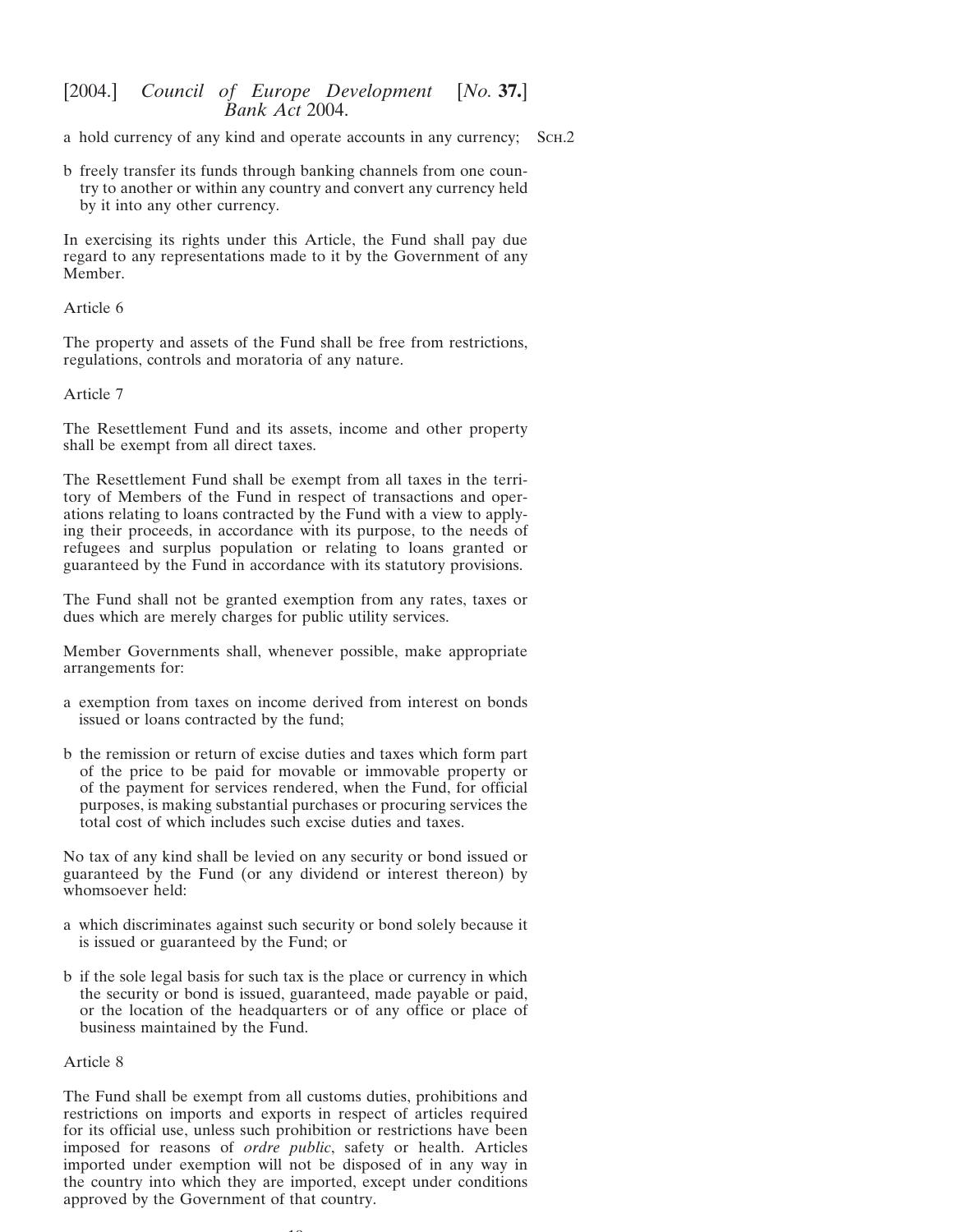a hold currency of any kind and operate accounts in any currency;

b freely transfer its funds through banking channels from one country to another or within any country and convert any currency held by it into any other currency.

In exercising its rights under this Article, the Fund shall pay due regard to any representations made to it by the Government of any Member.

Article 6

The property and assets of the Fund shall be free from restrictions, regulations, controls and moratoria of any nature.

Article 7

The Resettlement Fund and its assets, income and other property shall be exempt from all direct taxes.

The Resettlement Fund shall be exempt from all taxes in the territory of Members of the Fund in respect of transactions and operations relating to loans contracted by the Fund with a view to applying their proceeds, in accordance with its purpose, to the needs of refugees and surplus population or relating to loans granted or guaranteed by the Fund in accordance with its statutory provisions.

The Fund shall not be granted exemption from any rates, taxes or dues which are merely charges for public utility services.

Member Governments shall, whenever possible, make appropriate arrangements for:

a exemption from taxes on income derived from interest on bonds issued or loans contracted by the fund;

b the remission or return of excise duties and taxes which form part of the price to be paid for movable or immovable property or of the payment for services rendered, when the Fund, for official purposes, is making substantial purchases or procuring services the total cost of which includes such excise duties and taxes.

No tax of any kind shall be levied on any security or bond issued or guaranteed by the Fund (or any dividend or interest thereon) by whomsoever held:

a which discriminates against such security or bond solely because it is issued or guaranteed by the Fund; or

b if the sole legal basis for such tax is the place or currency in which the security or bond is issued, guaranteed, made payable or paid, or the location of the headquarters or of any office or place of business maintained by the Fund.

Article 8

The Fund shall be exempt from all customs duties, prohibitions and restrictions on imports and exports in respect of articles required for its official use, unless such prohibition or restrictions have been imposed for reasons of *ordre public*, safety or health. Articles imported under exemption will not be disposed of in any way in the country into which they are imported, except under conditions approved by the Government of that country.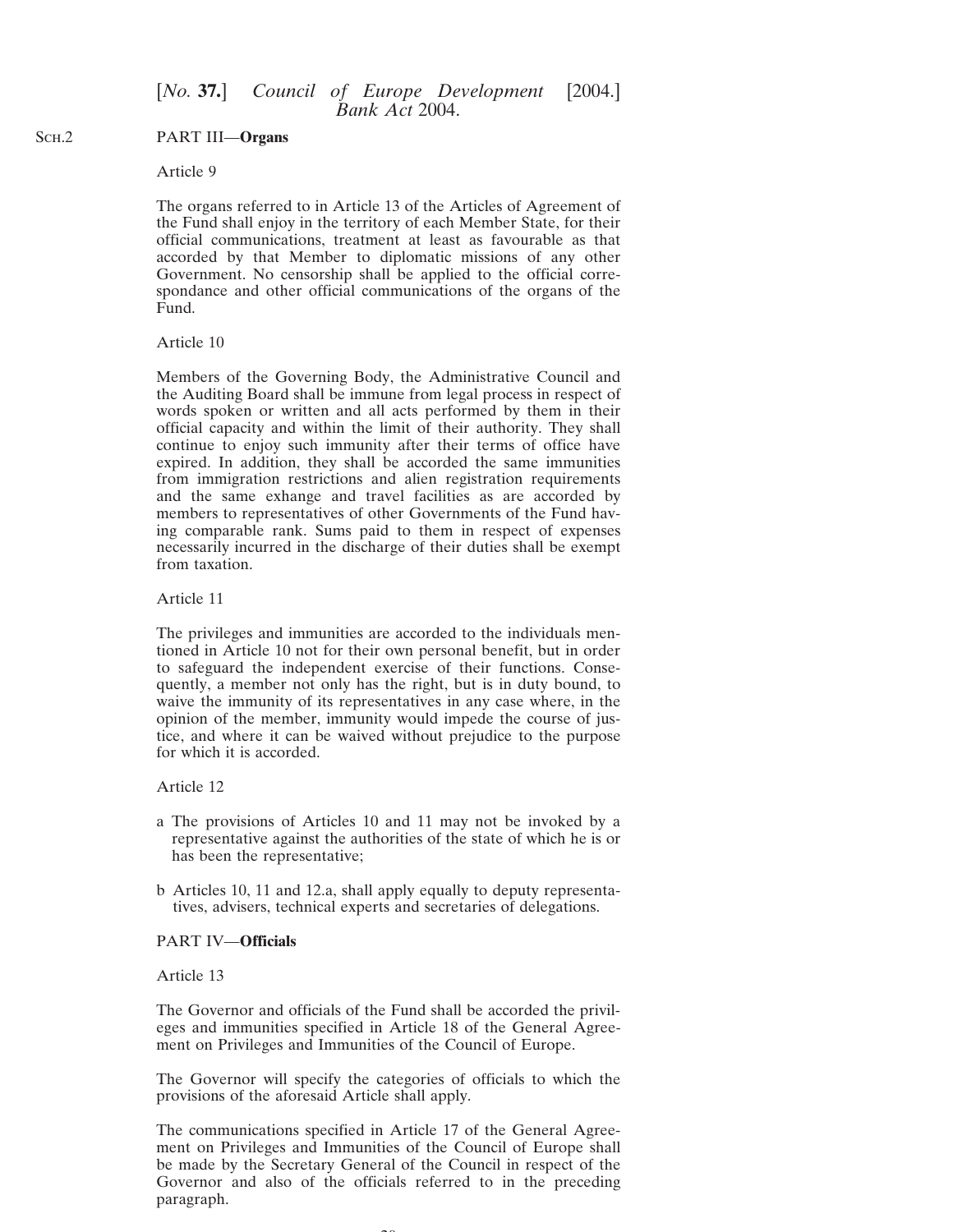## PART III—**Organs**

Article 9

The organs referred to in Article 13 of the Articles of Agreement of the Fund shall enjoy in the territory of each Member State, for their official communications, treatment at least as favourable as that accorded by that Member to diplomatic missions of any other Government. No censorship shall be applied to the official correspondance and other official communications of the organs of the Fund.

Article 10

Members of the Governing Body, the Administrative Council and the Auditing Board shall be immune from legal process in respect of words spoken or written and all acts performed by them in their official capacity and within the limit of their authority. They shall continue to enjoy such immunity after their terms of office have expired. In addition, they shall be accorded the same immunities from immigration restrictions and alien registration requirements and the same exhange and travel facilities as are accorded by members to representatives of other Governments of the Fund having comparable rank. Sums paid to them in respect of expenses necessarily incurred in the discharge of their duties shall be exempt from taxation.

Article 11

The privileges and immunities are accorded to the individuals mentioned in Article 10 not for their own personal benefit, but in order to safeguard the independent exercise of their functions. Consequently, a member not only has the right, but is in duty bound, to waive the immunity of its representatives in any case where, in the opinion of the member, immunity would impede the course of justice, and where it can be waived without prejudice to the purpose for which it is accorded.

Article 12

a The provisions of Articles 10 and 11 may not be invoked by a representative against the authorities of the state of which he is or has been the representative;

b Articles 10, 11 and 12.a, shall apply equally to deputy representatives, advisers, technical experts and secretaries of delegations.

## PART IV—**Officials**

Article 13

The Governor and officials of the Fund shall be accorded the privileges and immunities specified in Article 18 of the General Agreement on Privileges and Immunities of the Council of Europe.

The Governor will specify the categories of officials to which the provisions of the aforesaid Article shall apply.

The communications specified in Article 17 of the General Agreement on Privileges and Immunities of the Council of Europe shall be made by the Secretary General of the Council in respect of the Governor and also of the officials referred to in the preceding paragraph.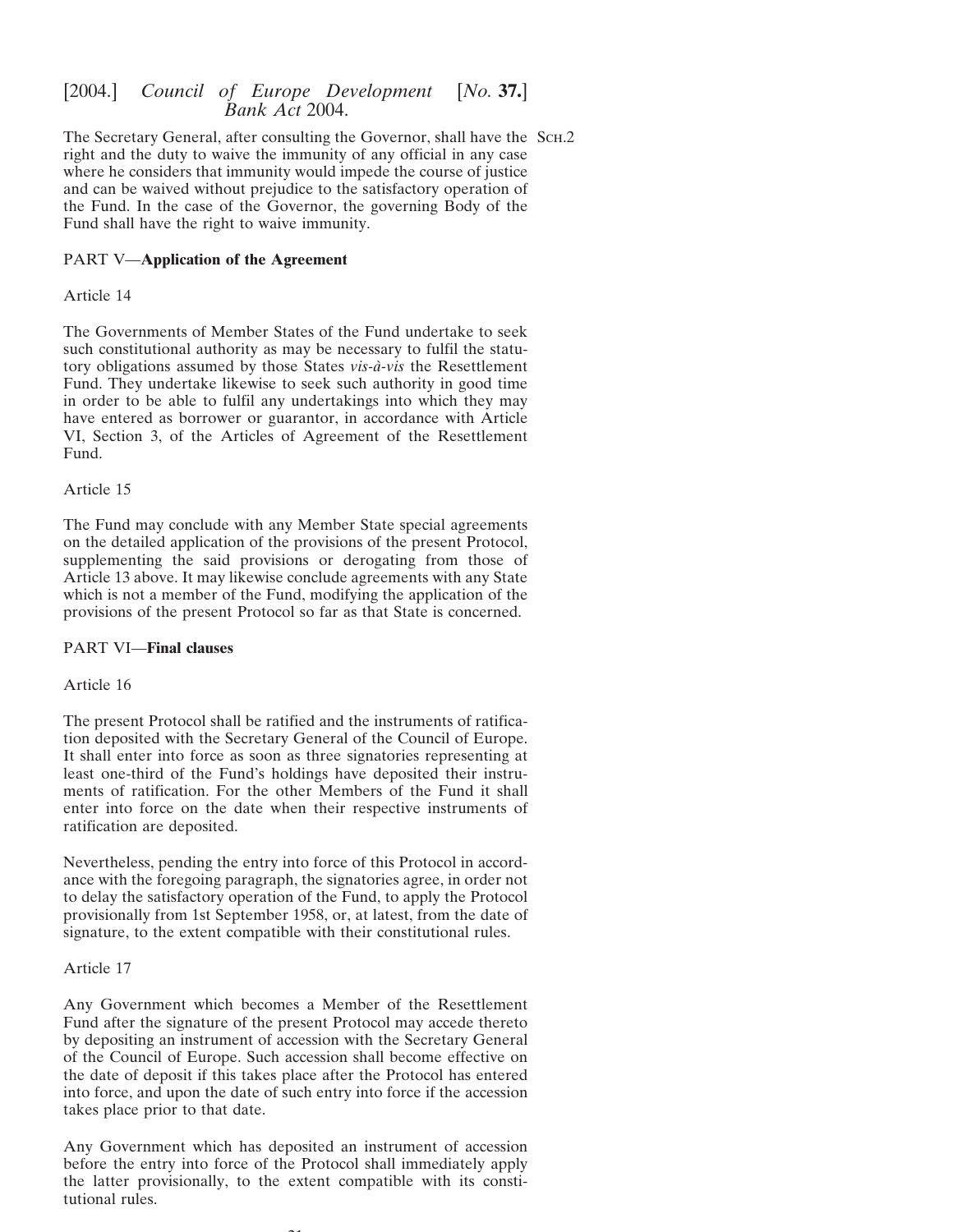The Secretary General, after consulting the Governor, shall have the right and the duty to waive the immunity of any official in any case where he considers that immunity would impede the course of justice and can be waived without prejudice to the satisfactory operation of the Fund. In the case of the Governor, the governing Body of the Fund shall have the right to waive immunity.

PART V—**Application of the Agreement**

Article 14

The Governments of Member States of the Fund undertake to seek such constitutional authority as may be necessary to fulfil the statutory obligations assumed by those States *vis-à-vis* the Resettlement Fund. They undertake likewise to seek such authority in good time in order to be able to fulfil any undertakings into which they may have entered as borrower or guarantor, in accordance with Article VI, Section 3, of the Articles of Agreement of the Resettlement Fund.

Article 15

The Fund may conclude with any Member State special agreements on the detailed application of the provisions of the present Protocol, supplementing the said provisions or derogating from those of Article 13 above. It may likewise conclude agreements with any State which is not a member of the Fund, modifying the application of the provisions of the present Protocol so far as that State is concerned.

PART VI—**Final clauses**

Article 16

The present Protocol shall be ratified and the instruments of ratification deposited with the Secretary General of the Council of Europe. It shall enter into force as soon as three signatories representing at least one-third of the Fund's holdings have deposited their instruments of ratification. For the other Members of the Fund it shall enter into force on the date when their respective instruments of ratification are deposited.

Nevertheless, pending the entry into force of this Protocol in accordance with the foregoing paragraph, the signatories agree, in order not to delay the satisfactory operation of the Fund, to apply the Protocol provisionally from 1st September 1958, or, at latest, from the date of signature, to the extent compatible with their constitutional rules.

Article 17

Any Government which becomes a Member of the Resettlement Fund after the signature of the present Protocol may accede thereto by depositing an instrument of accession with the Secretary General of the Council of Europe. Such accession shall become effective on the date of deposit if this takes place after the Protocol has entered into force, and upon the date of such entry into force if the accession takes place prior to that date.

Any Government which has deposited an instrument of accession before the entry into force of the Protocol shall immediately apply the latter provisionally, to the extent compatible with its constitutional rules.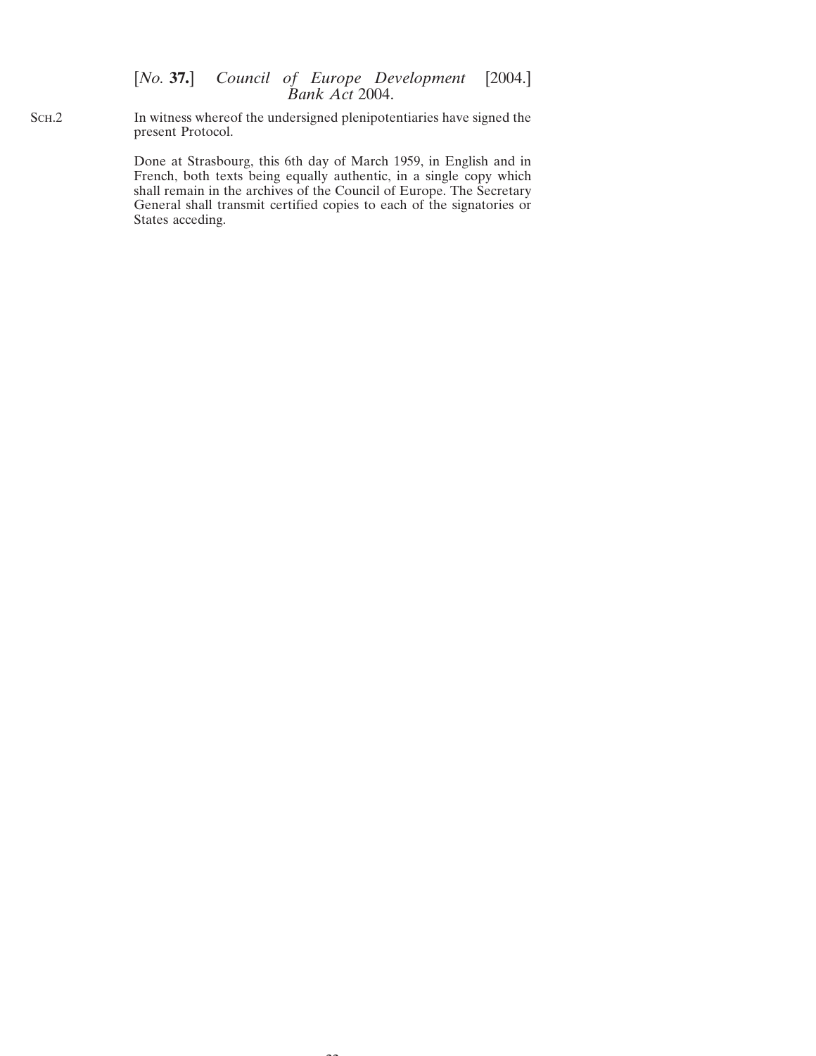In witness whereof the undersigned plenipotentiaries have signed the present Protocol.

Done at Strasbourg, this 6th day of March 1959, in English and in French, both texts being equally authentic, in a single copy which shall remain in the archives of the Council of Europe. The Secretary General shall transmit certified copies to each of the signatories or States acceding.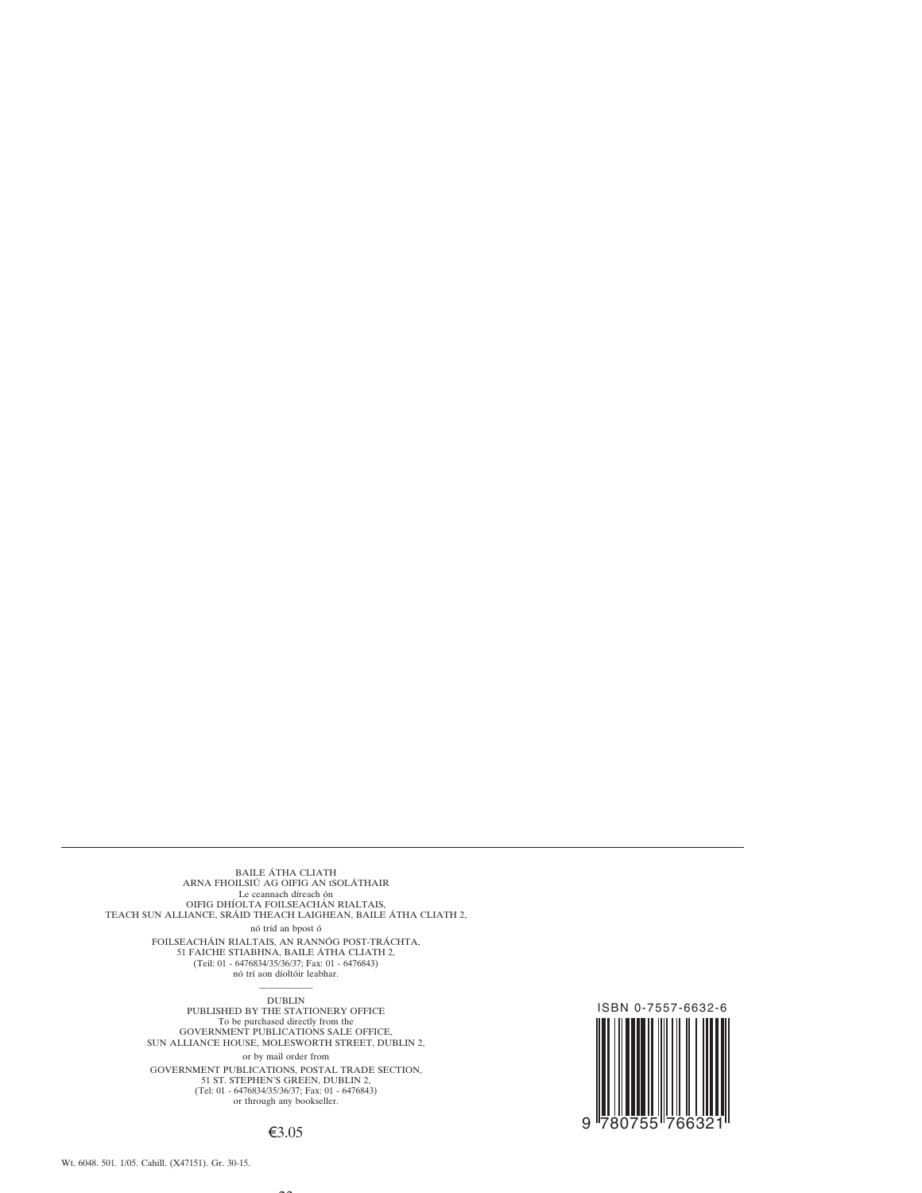BAILE ÁTHA CLIATH
ARNA FHOILSIÚ AG OIFIG AN tSOLÁTHAIR
Le ceannach díreach ón
OIFIG DHÍOLTA FOILSEACHÁN RIALTAIS,
TEACH SUN ALLIANCE, SRÁID THEACH LAIGHEAN, BAILE ÁTHA CLIATH 2,
nó tríd an bpost ó
FOILSEACHÁIN RIALTAIS, AN RANNÓG POST-TRÁCHTA,
51 FAICHE STIABHNA, BAILE ÁTHA CLIATH 2,
(Teil: 01 - 6476834/35/36/37; Fax: 01 - 6476843)
nó trí aon díoltóir leabhar.

---

DUBLIN
PUBLISHED BY THE STATIONERY OFFICE
To be purchased directly from the
GOVERNMENT PUBLICATIONS SALE OFFICE,
SUN ALLIANCE HOUSE, MOLESWORTH STREET, DUBLIN 2,
or by mail order from
GOVERNMENT PUBLICATIONS, POSTAL TRADE SECTION,
51 ST. STEPHEN'S GREEN, DUBLIN 2,
(Tel: 01 - 6476834/35/36/37; Fax: 01 - 6476843)
or through any bookseller.

€3.05

ISBN 0-7557-6632-6

9 780755 766321

Wt. 6048. 501. 1/05. Cahill. (X47151). Gr. 30-15.